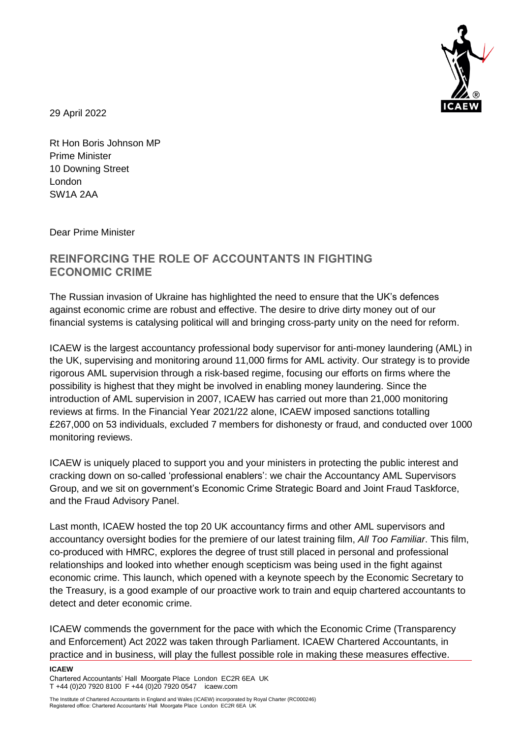29 April 2022

Rt Hon Boris Johnson MP
Prime Minister
10 Downing Street
London
SW1A 2AA

Dear Prime Minister

## REINFORCING THE ROLE OF ACCOUNTANTS IN FIGHTING ECONOMIC CRIME

The Russian invasion of Ukraine has highlighted the need to ensure that the UK's defences against economic crime are robust and effective. The desire to drive dirty money out of our financial systems is catalysing political will and bringing cross-party unity on the need for reform.

ICAEW is the largest accountancy professional body supervisor for anti-money laundering (AML) in the UK, supervising and monitoring around 11,000 firms for AML activity. Our strategy is to provide rigorous AML supervision through a risk-based regime, focusing our efforts on firms where the possibility is highest that they might be involved in enabling money laundering. Since the introduction of AML supervision in 2007, ICAEW has carried out more than 21,000 monitoring reviews at firms. In the Financial Year 2021/22 alone, ICAEW imposed sanctions totalling £267,000 on 53 individuals, excluded 7 members for dishonesty or fraud, and conducted over 1000 monitoring reviews.

ICAEW is uniquely placed to support you and your ministers in protecting the public interest and cracking down on so-called 'professional enablers': we chair the Accountancy AML Supervisors Group, and we sit on government's Economic Crime Strategic Board and Joint Fraud Taskforce, and the Fraud Advisory Panel.

Last month, ICAEW hosted the top 20 UK accountancy firms and other AML supervisors and accountancy oversight bodies for the premiere of our latest training film, *All Too Familiar*. This film, co-produced with HMRC, explores the degree of trust still placed in personal and professional relationships and looked into whether enough scepticism was being used in the fight against economic crime. This launch, which opened with a keynote speech by the Economic Secretary to the Treasury, is a good example of our proactive work to train and equip chartered accountants to detect and deter economic crime.

ICAEW commends the government for the pace with which the Economic Crime (Transparency and Enforcement) Act 2022 was taken through Parliament. ICAEW Chartered Accountants, in practice and in business, will play the fullest possible role in making these measures effective.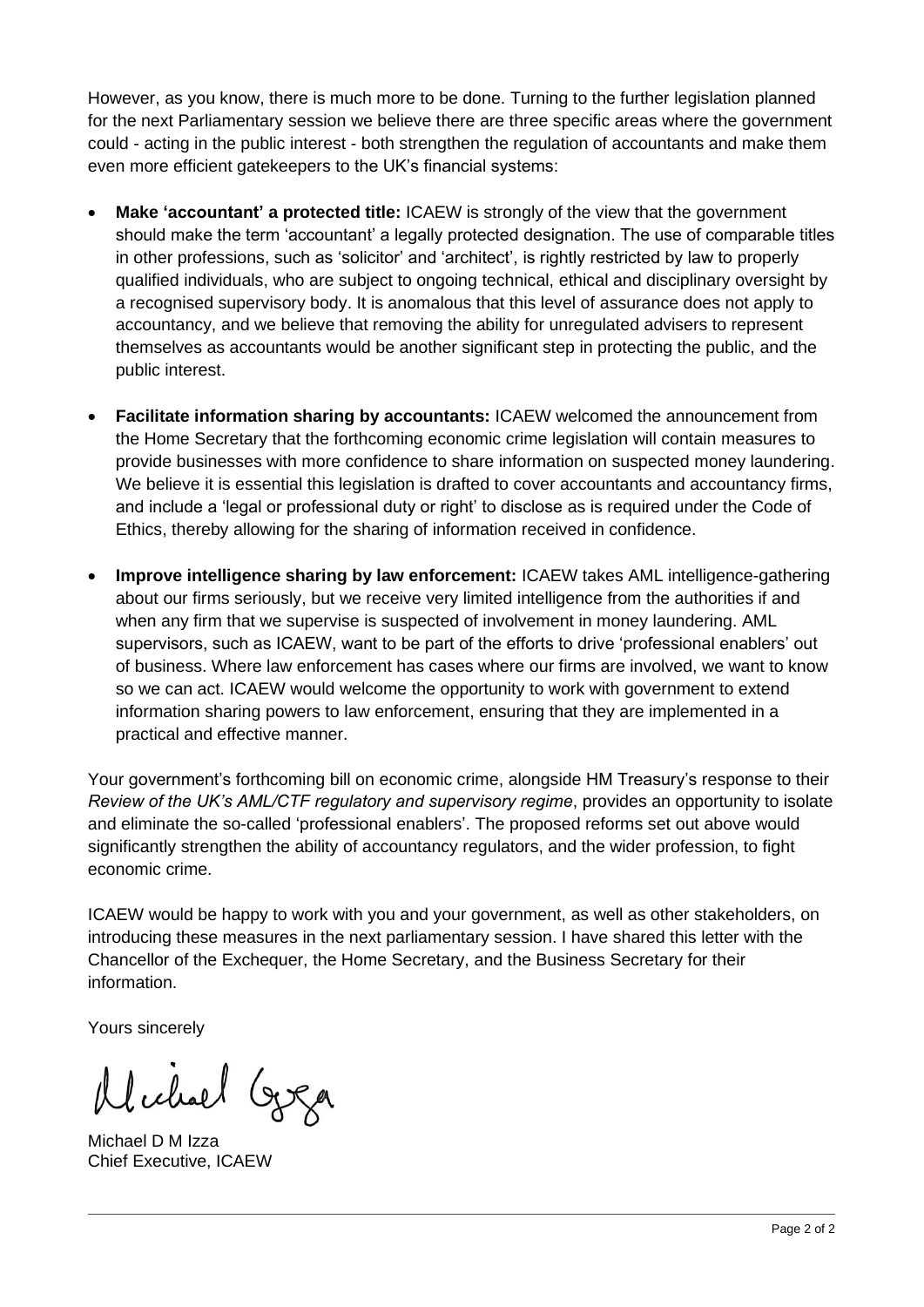However, as you know, there is much more to be done. Turning to the further legislation planned for the next Parliamentary session we believe there are three specific areas where the government could - acting in the public interest - both strengthen the regulation of accountants and make them even more efficient gatekeepers to the UK's financial systems:

- **Make 'accountant' a protected title:** ICAEW is strongly of the view that the government should make the term 'accountant' a legally protected designation. The use of comparable titles in other professions, such as 'solicitor' and 'architect', is rightly restricted by law to properly qualified individuals, who are subject to ongoing technical, ethical and disciplinary oversight by a recognised supervisory body. It is anomalous that this level of assurance does not apply to accountancy, and we believe that removing the ability for unregulated advisers to represent themselves as accountants would be another significant step in protecting the public, and the public interest.

- **Facilitate information sharing by accountants:** ICAEW welcomed the announcement from the Home Secretary that the forthcoming economic crime legislation will contain measures to provide businesses with more confidence to share information on suspected money laundering. We believe it is essential this legislation is drafted to cover accountants and accountancy firms, and include a 'legal or professional duty or right' to disclose as is required under the Code of Ethics, thereby allowing for the sharing of information received in confidence.

- **Improve intelligence sharing by law enforcement:** ICAEW takes AML intelligence-gathering about our firms seriously, but we receive very limited intelligence from the authorities if and when any firm that we supervise is suspected of involvement in money laundering. AML supervisors, such as ICAEW, want to be part of the efforts to drive 'professional enablers' out of business. Where law enforcement has cases where our firms are involved, we want to know so we can act. ICAEW would welcome the opportunity to work with government to extend information sharing powers to law enforcement, ensuring that they are implemented in a practical and effective manner.

Your government's forthcoming bill on economic crime, alongside HM Treasury's response to their *Review of the UK's AML/CTF regulatory and supervisory regime*, provides an opportunity to isolate and eliminate the so-called 'professional enablers'. The proposed reforms set out above would significantly strengthen the ability of accountancy regulators, and the wider profession, to fight economic crime.

ICAEW would be happy to work with you and your government, as well as other stakeholders, on introducing these measures in the next parliamentary session. I have shared this letter with the Chancellor of the Exchequer, the Home Secretary, and the Business Secretary for their information.

Yours sincerely

Michael D M Izza
Chief Executive, ICAEW